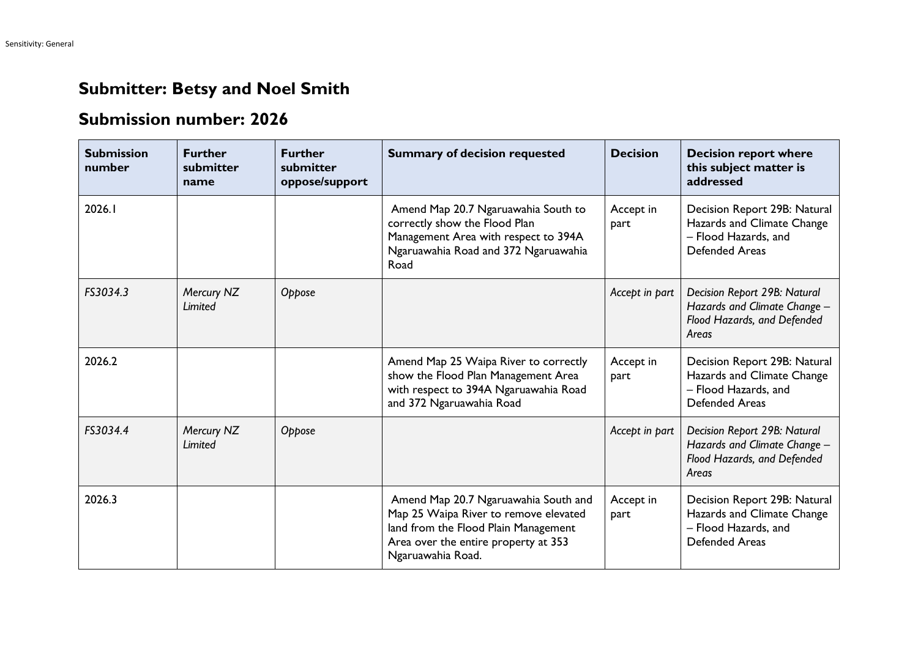## Submitter: Betsy and Noel Smith

## Submission number: 2026

| Submission number | Further submitter name | Further submitter oppose/support | Summary of decision requested | Decision | Decision report where this subject matter is addressed |
|---|---|---|---|---|---|
| 2026.1 | | | Amend Map 20.7 Ngaruawahia South to correctly show the Flood Plan Management Area with respect to 394A Ngaruawahia Road and 372 Ngaruawahia Road | Accept in part | Decision Report 29B: Natural Hazards and Climate Change – Flood Hazards, and Defended Areas |
| *FS3034.3* | *Mercury NZ Limited* | *Oppose* | | *Accept in part* | *Decision Report 29B: Natural Hazards and Climate Change – Flood Hazards, and Defended Areas* |
| 2026.2 | | | Amend Map 25 Waipa River to correctly show the Flood Plan Management Area with respect to 394A Ngaruawahia Road and 372 Ngaruawahia Road | Accept in part | Decision Report 29B: Natural Hazards and Climate Change – Flood Hazards, and Defended Areas |
| *FS3034.4* | *Mercury NZ Limited* | *Oppose* | | *Accept in part* | *Decision Report 29B: Natural Hazards and Climate Change – Flood Hazards, and Defended Areas* |
| 2026.3 | | | Amend Map 20.7 Ngaruawahia South and Map 25 Waipa River to remove elevated land from the Flood Plain Management Area over the entire property at 353 Ngaruawahia Road. | Accept in part | Decision Report 29B: Natural Hazards and Climate Change – Flood Hazards, and Defended Areas |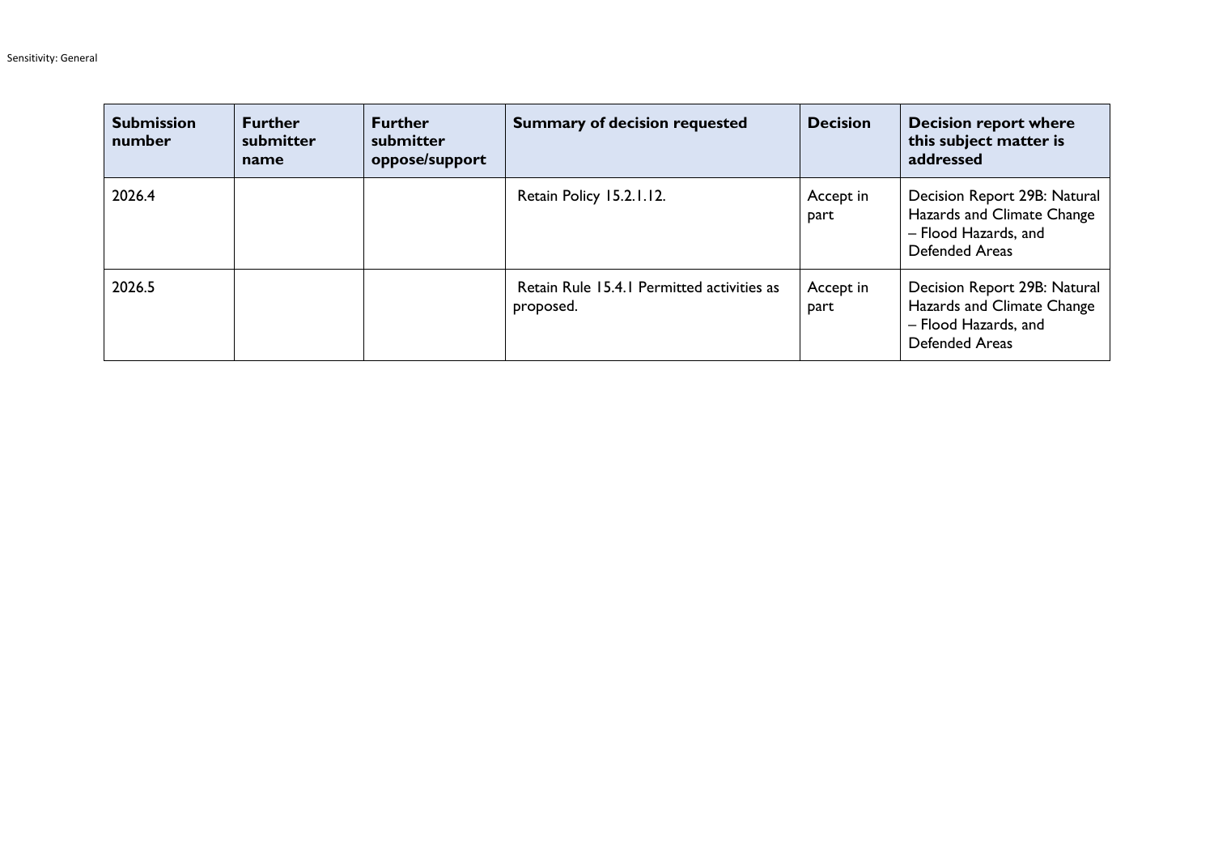| Submission number | Further submitter name | Further submitter oppose/support | Summary of decision requested | Decision | Decision report where this subject matter is addressed |
|---|---|---|---|---|---|
| 2026.4 | | | Retain Policy 15.2.1.12. | Accept in part | Decision Report 29B: Natural Hazards and Climate Change – Flood Hazards, and Defended Areas |
| 2026.5 | | | Retain Rule 15.4.1 Permitted activities as proposed. | Accept in part | Decision Report 29B: Natural Hazards and Climate Change – Flood Hazards, and Defended Areas |